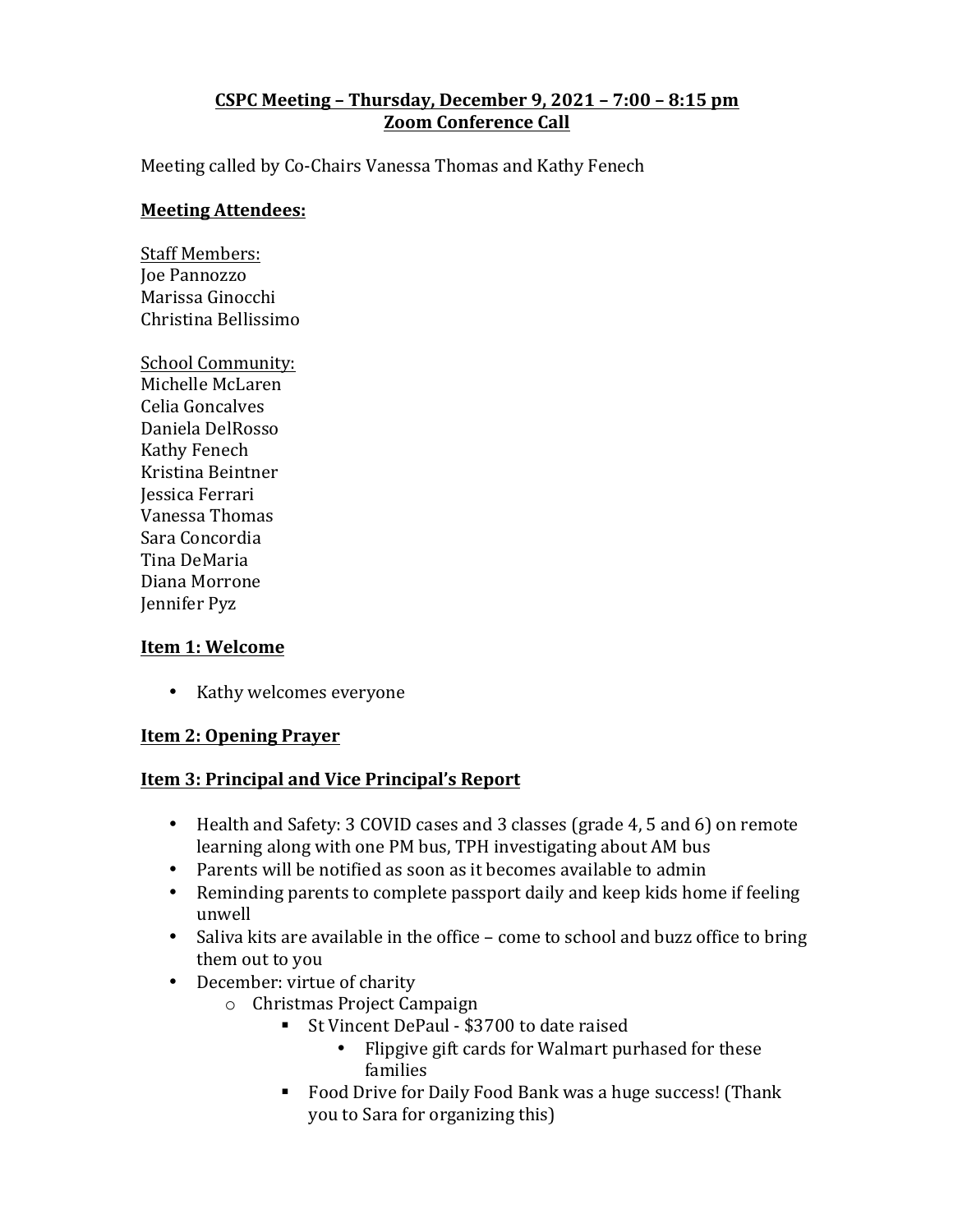**CSPC Meeting – Thursday, December 9, 2021 – 7:00 – 8:15 pm**
**Zoom Conference Call**

Meeting called by Co-Chairs Vanessa Thomas and Kathy Fenech

## Meeting Attendees:

Staff Members:
Joe Pannozzo
Marissa Ginocchi
Christina Bellissimo

School Community:
Michelle McLaren
Celia Goncalves
Daniela DelRosso
Kathy Fenech
Kristina Beintner
Jessica Ferrari
Vanessa Thomas
Sara Concordia
Tina DeMaria
Diana Morrone
Jennifer Pyz

## Item 1: Welcome

- Kathy welcomes everyone

## Item 2: Opening Prayer

## Item 3: Principal and Vice Principal's Report

- Health and Safety: 3 COVID cases and 3 classes (grade 4, 5 and 6) on remote learning along with one PM bus, TPH investigating about AM bus
- Parents will be notified as soon as it becomes available to admin
- Reminding parents to complete passport daily and keep kids home if feeling unwell
- Saliva kits are available in the office – come to school and buzz office to bring them out to you
- December: virtue of charity
  - Christmas Project Campaign
    - St Vincent DePaul - $3700 to date raised
      - Flipgive gift cards for Walmart purhased for these families
    - Food Drive for Daily Food Bank was a huge success! (Thank you to Sara for organizing this)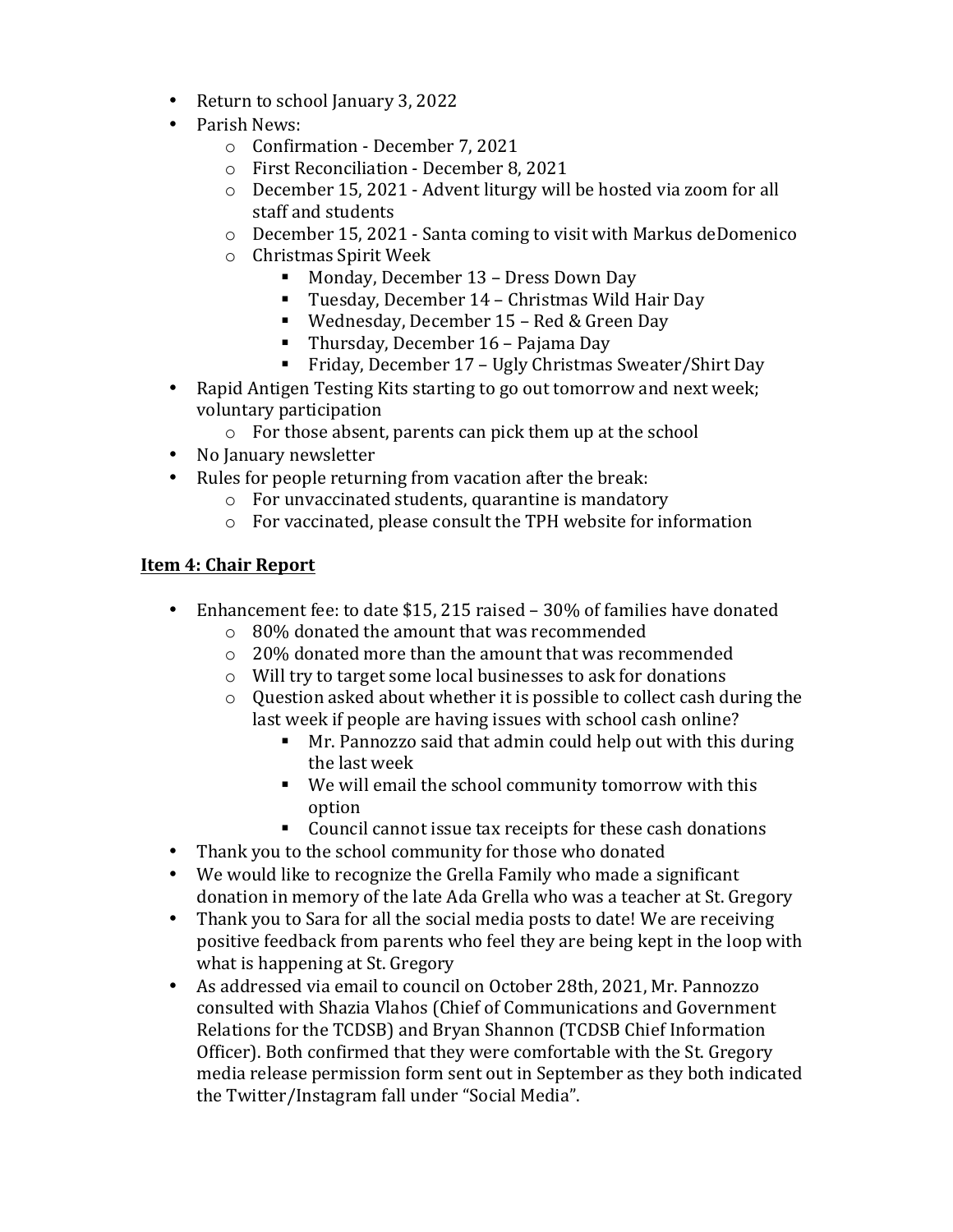- Return to school January 3, 2022
- Parish News:
    - Confirmation - December 7, 2021
    - First Reconciliation - December 8, 2021
    - December 15, 2021 - Advent liturgy will be hosted via zoom for all staff and students
    - December 15, 2021 - Santa coming to visit with Markus deDomenico
    - Christmas Spirit Week
        - Monday, December 13 – Dress Down Day
        - Tuesday, December 14 – Christmas Wild Hair Day
        - Wednesday, December 15 – Red & Green Day
        - Thursday, December 16 – Pajama Day
        - Friday, December 17 – Ugly Christmas Sweater/Shirt Day
- Rapid Antigen Testing Kits starting to go out tomorrow and next week; voluntary participation
    - For those absent, parents can pick them up at the school
- No January newsletter
- Rules for people returning from vacation after the break:
    - For unvaccinated students, quarantine is mandatory
    - For vaccinated, please consult the TPH website for information

**Item 4: Chair Report**

- Enhancement fee: to date $15, 215 raised – 30% of families have donated
    - 80% donated the amount that was recommended
    - 20% donated more than the amount that was recommended
    - Will try to target some local businesses to ask for donations
    - Question asked about whether it is possible to collect cash during the last week if people are having issues with school cash online?
        - Mr. Pannozzo said that admin could help out with this during the last week
        - We will email the school community tomorrow with this option
        - Council cannot issue tax receipts for these cash donations
- Thank you to the school community for those who donated
- We would like to recognize the Grella Family who made a significant donation in memory of the late Ada Grella who was a teacher at St. Gregory
- Thank you to Sara for all the social media posts to date! We are receiving positive feedback from parents who feel they are being kept in the loop with what is happening at St. Gregory
- As addressed via email to council on October 28th, 2021, Mr. Pannozzo consulted with Shazia Vlahos (Chief of Communications and Government Relations for the TCDSB) and Bryan Shannon (TCDSB Chief Information Officer). Both confirmed that they were comfortable with the St. Gregory media release permission form sent out in September as they both indicated the Twitter/Instagram fall under "Social Media".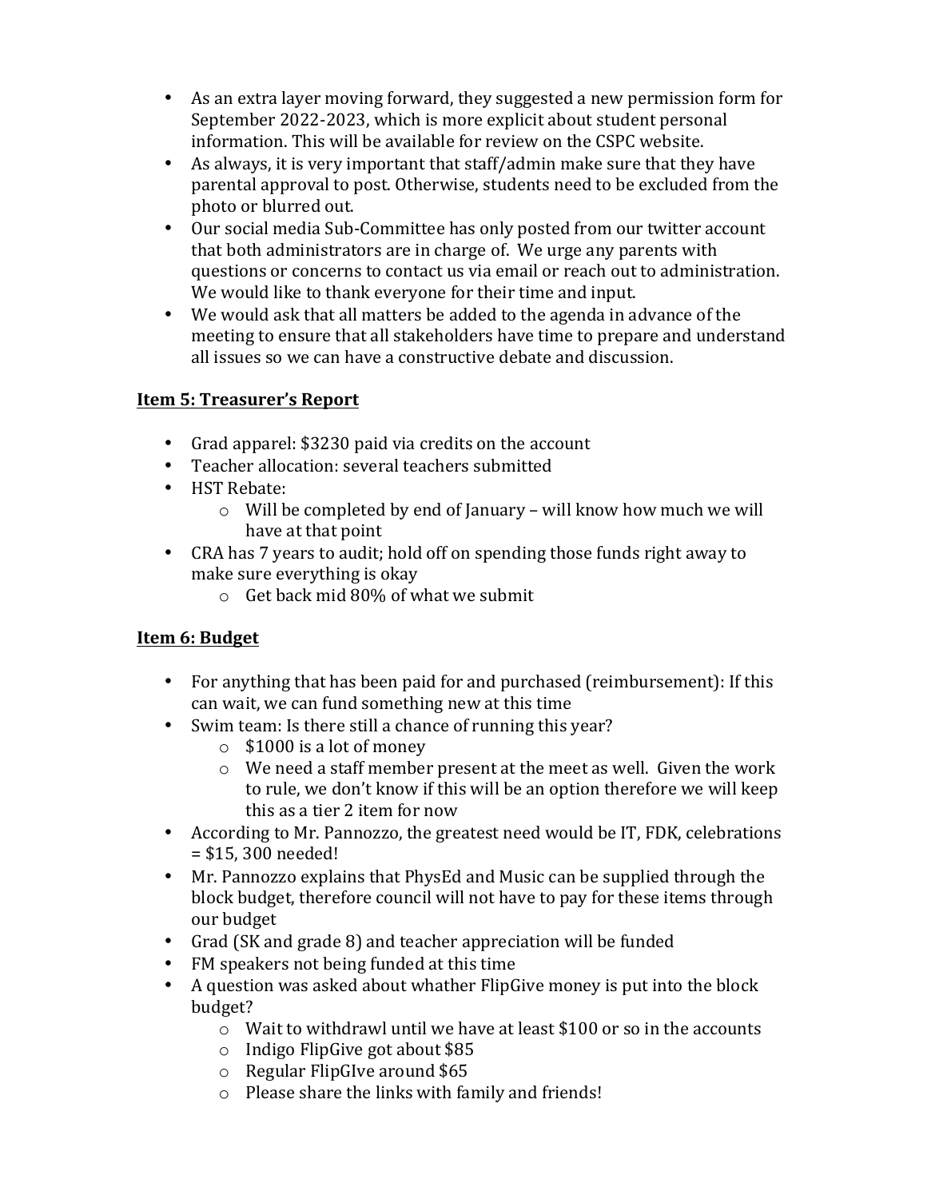- As an extra layer moving forward, they suggested a new permission form for September 2022-2023, which is more explicit about student personal information. This will be available for review on the CSPC website.
- As always, it is very important that staff/admin make sure that they have parental approval to post. Otherwise, students need to be excluded from the photo or blurred out.
- Our social media Sub-Committee has only posted from our twitter account that both administrators are in charge of. We urge any parents with questions or concerns to contact us via email or reach out to administration. We would like to thank everyone for their time and input.
- We would ask that all matters be added to the agenda in advance of the meeting to ensure that all stakeholders have time to prepare and understand all issues so we can have a constructive debate and discussion.

**Item 5: Treasurer's Report**

- Grad apparel: $3230 paid via credits on the account
- Teacher allocation: several teachers submitted
- HST Rebate:
  - Will be completed by end of January – will know how much we will have at that point
- CRA has 7 years to audit; hold off on spending those funds right away to make sure everything is okay
  - Get back mid 80% of what we submit

**Item 6: Budget**

- For anything that has been paid for and purchased (reimbursement): If this can wait, we can fund something new at this time
- Swim team: Is there still a chance of running this year?
  - $1000 is a lot of money
  - We need a staff member present at the meet as well. Given the work to rule, we don't know if this will be an option therefore we will keep this as a tier 2 item for now
- According to Mr. Pannozzo, the greatest need would be IT, FDK, celebrations = $15, 300 needed!
- Mr. Pannozzo explains that PhysEd and Music can be supplied through the block budget, therefore council will not have to pay for these items through our budget
- Grad (SK and grade 8) and teacher appreciation will be funded
- FM speakers not being funded at this time
- A question was asked about whather FlipGive money is put into the block budget?
  - Wait to withdrawl until we have at least $100 or so in the accounts
  - Indigo FlipGive got about $85
  - Regular FlipGIve around $65
  - Please share the links with family and friends!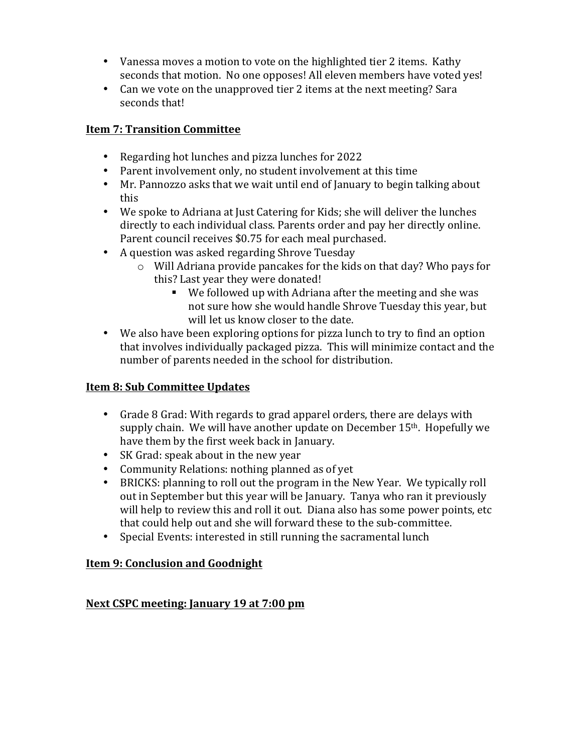- Vanessa moves a motion to vote on the highlighted tier 2 items. Kathy seconds that motion. No one opposes! All eleven members have voted yes!
- Can we vote on the unapproved tier 2 items at the next meeting? Sara seconds that!

**Item 7: Transition Committee**

- Regarding hot lunches and pizza lunches for 2022
- Parent involvement only, no student involvement at this time
- Mr. Pannozzo asks that we wait until end of January to begin talking about this
- We spoke to Adriana at Just Catering for Kids; she will deliver the lunches directly to each individual class. Parents order and pay her directly online. Parent council receives $0.75 for each meal purchased.
- A question was asked regarding Shrove Tuesday
  - Will Adriana provide pancakes for the kids on that day? Who pays for this? Last year they were donated!
    - We followed up with Adriana after the meeting and she was not sure how she would handle Shrove Tuesday this year, but will let us know closer to the date.
- We also have been exploring options for pizza lunch to try to find an option that involves individually packaged pizza. This will minimize contact and the number of parents needed in the school for distribution.

**Item 8: Sub Committee Updates**

- Grade 8 Grad: With regards to grad apparel orders, there are delays with supply chain. We will have another update on December 15th. Hopefully we have them by the first week back in January.
- SK Grad: speak about in the new year
- Community Relations: nothing planned as of yet
- BRICKS: planning to roll out the program in the New Year. We typically roll out in September but this year will be January. Tanya who ran it previously will help to review this and roll it out. Diana also has some power points, etc that could help out and she will forward these to the sub-committee.
- Special Events: interested in still running the sacramental lunch

**Item 9: Conclusion and Goodnight**

**Next CSPC meeting: January 19 at 7:00 pm**